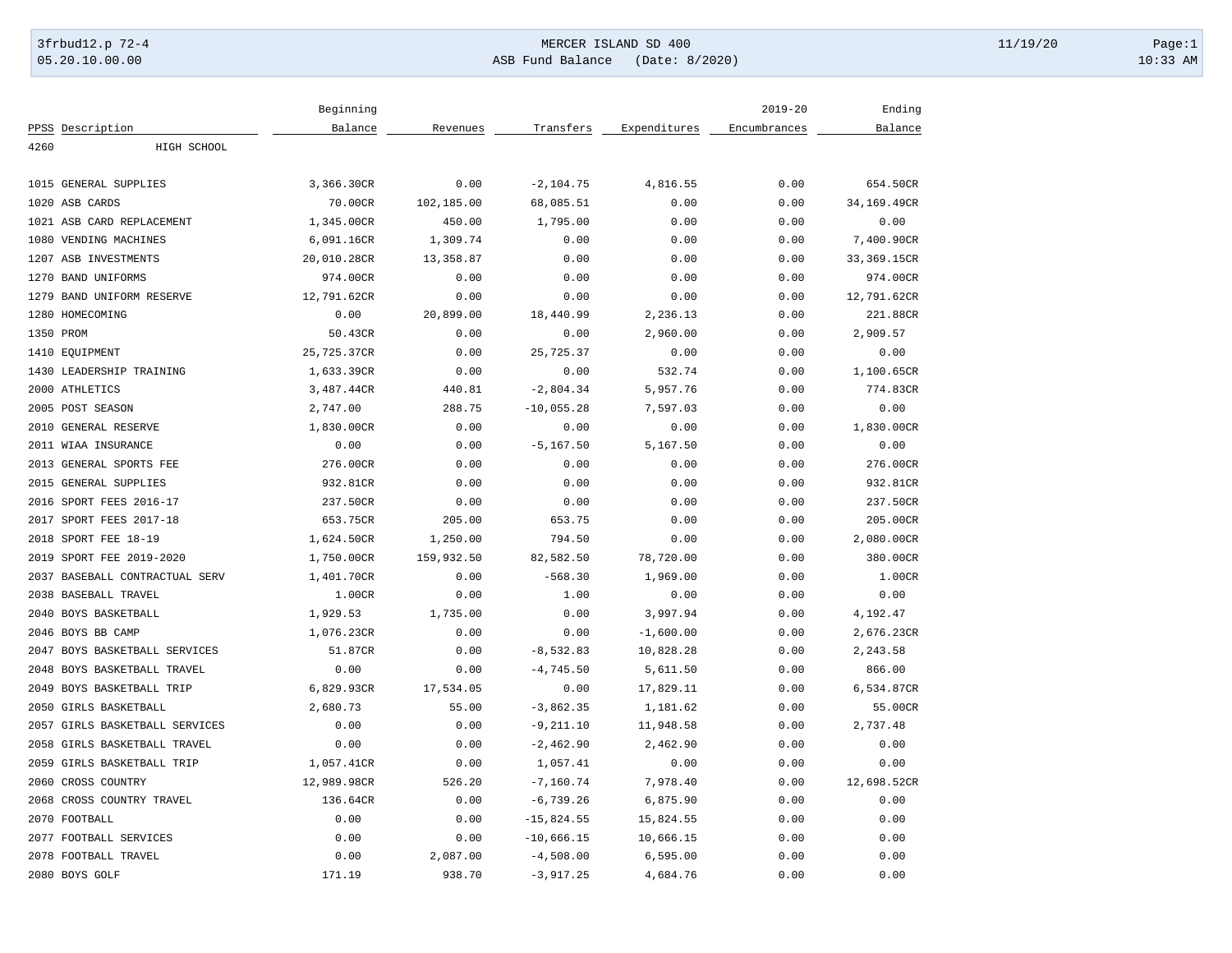3frbud12.p 72-4
05.20.10.00.00

MERCER ISLAND SD 400
ASB Fund Balance (Date: 8/2020)

11/19/20
10:33 AM

| PPSS | Description | Beginning Balance | Revenues | Transfers | Expenditures | 2019-20 Encumbrances | Ending Balance |
|---|---|---|---|---|---|---|---|
| 4260 | HIGH SCHOOL | | | | | | |
| 1015 | GENERAL SUPPLIES | 3,366.30CR | 0.00 | -2,104.75 | 4,816.55 | 0.00 | 654.50CR |
| 1020 | ASB CARDS | 70.00CR | 102,185.00 | 68,085.51 | 0.00 | 0.00 | 34,169.49CR |
| 1021 | ASB CARD REPLACEMENT | 1,345.00CR | 450.00 | 1,795.00 | 0.00 | 0.00 | 0.00 |
| 1080 | VENDING MACHINES | 6,091.16CR | 1,309.74 | 0.00 | 0.00 | 0.00 | 7,400.90CR |
| 1207 | ASB INVESTMENTS | 20,010.28CR | 13,358.87 | 0.00 | 0.00 | 0.00 | 33,369.15CR |
| 1270 | BAND UNIFORMS | 974.00CR | 0.00 | 0.00 | 0.00 | 0.00 | 974.00CR |
| 1279 | BAND UNIFORM RESERVE | 12,791.62CR | 0.00 | 0.00 | 0.00 | 0.00 | 12,791.62CR |
| 1280 | HOMECOMING | 0.00 | 20,899.00 | 18,440.99 | 2,236.13 | 0.00 | 221.88CR |
| 1350 | PROM | 50.43CR | 0.00 | 0.00 | 2,960.00 | 0.00 | 2,909.57 |
| 1410 | EQUIPMENT | 25,725.37CR | 0.00 | 25,725.37 | 0.00 | 0.00 | 0.00 |
| 1430 | LEADERSHIP TRAINING | 1,633.39CR | 0.00 | 0.00 | 532.74 | 0.00 | 1,100.65CR |
| 2000 | ATHLETICS | 3,487.44CR | 440.81 | -2,804.34 | 5,957.76 | 0.00 | 774.83CR |
| 2005 | POST SEASON | 2,747.00 | 288.75 | -10,055.28 | 7,597.03 | 0.00 | 0.00 |
| 2010 | GENERAL RESERVE | 1,830.00CR | 0.00 | 0.00 | 0.00 | 0.00 | 1,830.00CR |
| 2011 | WIAA INSURANCE | 0.00 | 0.00 | -5,167.50 | 5,167.50 | 0.00 | 0.00 |
| 2013 | GENERAL SPORTS FEE | 276.00CR | 0.00 | 0.00 | 0.00 | 0.00 | 276.00CR |
| 2015 | GENERAL SUPPLIES | 932.81CR | 0.00 | 0.00 | 0.00 | 0.00 | 932.81CR |
| 2016 | SPORT FEES 2016-17 | 237.50CR | 0.00 | 0.00 | 0.00 | 0.00 | 237.50CR |
| 2017 | SPORT FEES 2017-18 | 653.75CR | 205.00 | 653.75 | 0.00 | 0.00 | 205.00CR |
| 2018 | SPORT FEE 18-19 | 1,624.50CR | 1,250.00 | 794.50 | 0.00 | 0.00 | 2,080.00CR |
| 2019 | SPORT FEE 2019-2020 | 1,750.00CR | 159,932.50 | 82,582.50 | 78,720.00 | 0.00 | 380.00CR |
| 2037 | BASEBALL CONTRACTUAL SERV | 1,401.70CR | 0.00 | -568.30 | 1,969.00 | 0.00 | 1.00CR |
| 2038 | BASEBALL TRAVEL | 1.00CR | 0.00 | 1.00 | 0.00 | 0.00 | 0.00 |
| 2040 | BOYS BASKETBALL | 1,929.53 | 1,735.00 | 0.00 | 3,997.94 | 0.00 | 4,192.47 |
| 2046 | BOYS BB CAMP | 1,076.23CR | 0.00 | 0.00 | -1,600.00 | 0.00 | 2,676.23CR |
| 2047 | BOYS BASKETBALL SERVICES | 51.87CR | 0.00 | -8,532.83 | 10,828.28 | 0.00 | 2,243.58 |
| 2048 | BOYS BASKETBALL TRAVEL | 0.00 | 0.00 | -4,745.50 | 5,611.50 | 0.00 | 866.00 |
| 2049 | BOYS BASKETBALL TRIP | 6,829.93CR | 17,534.05 | 0.00 | 17,829.11 | 0.00 | 6,534.87CR |
| 2050 | GIRLS BASKETBALL | 2,680.73 | 55.00 | -3,862.35 | 1,181.62 | 0.00 | 55.00CR |
| 2057 | GIRLS BASKETBALL SERVICES | 0.00 | 0.00 | -9,211.10 | 11,948.58 | 0.00 | 2,737.48 |
| 2058 | GIRLS BASKETBALL TRAVEL | 0.00 | 0.00 | -2,462.90 | 2,462.90 | 0.00 | 0.00 |
| 2059 | GIRLS BASKETBALL TRIP | 1,057.41CR | 0.00 | 1,057.41 | 0.00 | 0.00 | 0.00 |
| 2060 | CROSS COUNTRY | 12,989.98CR | 526.20 | -7,160.74 | 7,978.40 | 0.00 | 12,698.52CR |
| 2068 | CROSS COUNTRY TRAVEL | 136.64CR | 0.00 | -6,739.26 | 6,875.90 | 0.00 | 0.00 |
| 2070 | FOOTBALL | 0.00 | 0.00 | -15,824.55 | 15,824.55 | 0.00 | 0.00 |
| 2077 | FOOTBALL SERVICES | 0.00 | 0.00 | -10,666.15 | 10,666.15 | 0.00 | 0.00 |
| 2078 | FOOTBALL TRAVEL | 0.00 | 2,087.00 | -4,508.00 | 6,595.00 | 0.00 | 0.00 |
| 2080 | BOYS GOLF | 171.19 | 938.70 | -3,917.25 | 4,684.76 | 0.00 | 0.00 |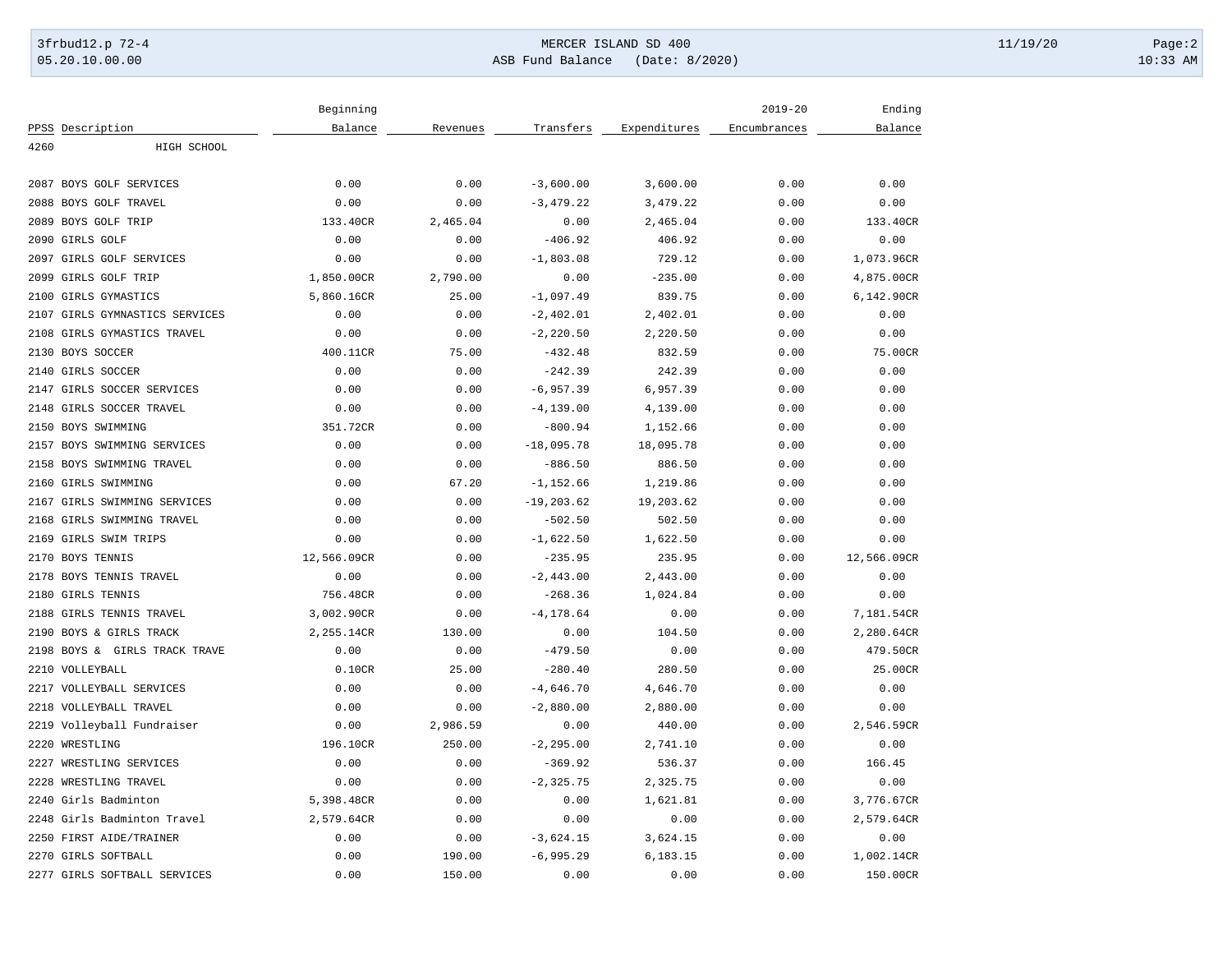| PPSS | Description | Beginning Balance | Revenues | Transfers | Expenditures | 2019-20 Encumbrances | Ending Balance |
|---|---|---|---|---|---|---|---|
| 4260 | HIGH SCHOOL | | | | | | |
| 2087 | BOYS GOLF SERVICES | 0.00 | 0.00 | -3,600.00 | 3,600.00 | 0.00 | 0.00 |
| 2088 | BOYS GOLF TRAVEL | 0.00 | 0.00 | -3,479.22 | 3,479.22 | 0.00 | 0.00 |
| 2089 | BOYS GOLF TRIP | 133.40CR | 2,465.04 | 0.00 | 2,465.04 | 0.00 | 133.40CR |
| 2090 | GIRLS GOLF | 0.00 | 0.00 | -406.92 | 406.92 | 0.00 | 0.00 |
| 2097 | GIRLS GOLF SERVICES | 0.00 | 0.00 | -1,803.08 | 729.12 | 0.00 | 1,073.96CR |
| 2099 | GIRLS GOLF TRIP | 1,850.00CR | 2,790.00 | 0.00 | -235.00 | 0.00 | 4,875.00CR |
| 2100 | GIRLS GYMASTICS | 5,860.16CR | 25.00 | -1,097.49 | 839.75 | 0.00 | 6,142.90CR |
| 2107 | GIRLS GYMNASTICS SERVICES | 0.00 | 0.00 | -2,402.01 | 2,402.01 | 0.00 | 0.00 |
| 2108 | GIRLS GYMASTICS TRAVEL | 0.00 | 0.00 | -2,220.50 | 2,220.50 | 0.00 | 0.00 |
| 2130 | BOYS SOCCER | 400.11CR | 75.00 | -432.48 | 832.59 | 0.00 | 75.00CR |
| 2140 | GIRLS SOCCER | 0.00 | 0.00 | -242.39 | 242.39 | 0.00 | 0.00 |
| 2147 | GIRLS SOCCER SERVICES | 0.00 | 0.00 | -6,957.39 | 6,957.39 | 0.00 | 0.00 |
| 2148 | GIRLS SOCCER TRAVEL | 0.00 | 0.00 | -4,139.00 | 4,139.00 | 0.00 | 0.00 |
| 2150 | BOYS SWIMMING | 351.72CR | 0.00 | -800.94 | 1,152.66 | 0.00 | 0.00 |
| 2157 | BOYS SWIMMING SERVICES | 0.00 | 0.00 | -18,095.78 | 18,095.78 | 0.00 | 0.00 |
| 2158 | BOYS SWIMMING TRAVEL | 0.00 | 0.00 | -886.50 | 886.50 | 0.00 | 0.00 |
| 2160 | GIRLS SWIMMING | 0.00 | 67.20 | -1,152.66 | 1,219.86 | 0.00 | 0.00 |
| 2167 | GIRLS SWIMMING SERVICES | 0.00 | 0.00 | -19,203.62 | 19,203.62 | 0.00 | 0.00 |
| 2168 | GIRLS SWIMMING TRAVEL | 0.00 | 0.00 | -502.50 | 502.50 | 0.00 | 0.00 |
| 2169 | GIRLS SWIM TRIPS | 0.00 | 0.00 | -1,622.50 | 1,622.50 | 0.00 | 0.00 |
| 2170 | BOYS TENNIS | 12,566.09CR | 0.00 | -235.95 | 235.95 | 0.00 | 12,566.09CR |
| 2178 | BOYS TENNIS TRAVEL | 0.00 | 0.00 | -2,443.00 | 2,443.00 | 0.00 | 0.00 |
| 2180 | GIRLS TENNIS | 756.48CR | 0.00 | -268.36 | 1,024.84 | 0.00 | 0.00 |
| 2188 | GIRLS TENNIS TRAVEL | 3,002.90CR | 0.00 | -4,178.64 | 0.00 | 0.00 | 7,181.54CR |
| 2190 | BOYS & GIRLS TRACK | 2,255.14CR | 130.00 | 0.00 | 104.50 | 0.00 | 2,280.64CR |
| 2198 | BOYS & GIRLS TRACK TRAVE | 0.00 | 0.00 | -479.50 | 0.00 | 0.00 | 479.50CR |
| 2210 | VOLLEYBALL | 0.10CR | 25.00 | -280.40 | 280.50 | 0.00 | 25.00CR |
| 2217 | VOLLEYBALL SERVICES | 0.00 | 0.00 | -4,646.70 | 4,646.70 | 0.00 | 0.00 |
| 2218 | VOLLEYBALL TRAVEL | 0.00 | 0.00 | -2,880.00 | 2,880.00 | 0.00 | 0.00 |
| 2219 | Volleyball Fundraiser | 0.00 | 2,986.59 | 0.00 | 440.00 | 0.00 | 2,546.59CR |
| 2220 | WRESTLING | 196.10CR | 250.00 | -2,295.00 | 2,741.10 | 0.00 | 0.00 |
| 2227 | WRESTLING SERVICES | 0.00 | 0.00 | -369.92 | 536.37 | 0.00 | 166.45 |
| 2228 | WRESTLING TRAVEL | 0.00 | 0.00 | -2,325.75 | 2,325.75 | 0.00 | 0.00 |
| 2240 | Girls Badminton | 5,398.48CR | 0.00 | 0.00 | 1,621.81 | 0.00 | 3,776.67CR |
| 2248 | Girls Badminton Travel | 2,579.64CR | 0.00 | 0.00 | 0.00 | 0.00 | 2,579.64CR |
| 2250 | FIRST AIDE/TRAINER | 0.00 | 0.00 | -3,624.15 | 3,624.15 | 0.00 | 0.00 |
| 2270 | GIRLS SOFTBALL | 0.00 | 190.00 | -6,995.29 | 6,183.15 | 0.00 | 1,002.14CR |
| 2277 | GIRLS SOFTBALL SERVICES | 0.00 | 150.00 | 0.00 | 0.00 | 0.00 | 150.00CR |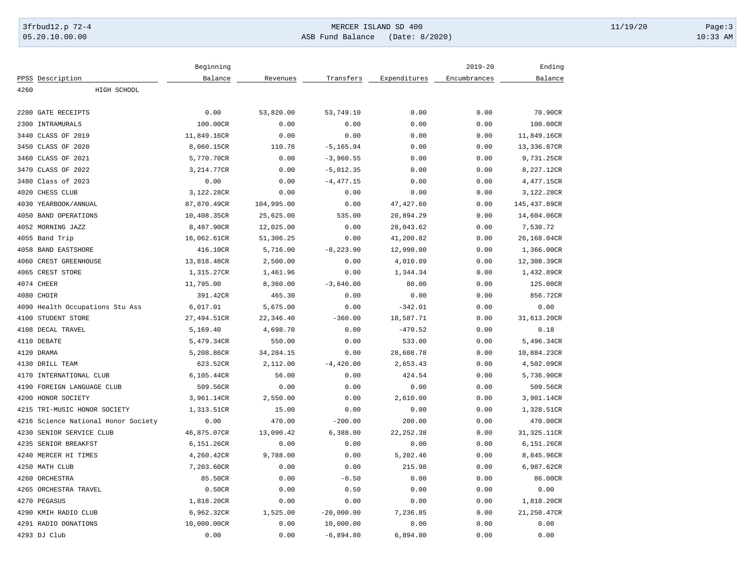| PPSS | Description | Beginning Balance | Revenues | Transfers | Expenditures | 2019-20 Encumbrances | Ending Balance |
|---|---|---|---|---|---|---|---|
| 4260 | HIGH SCHOOL | | | | | | |
| 2280 | GATE RECEIPTS | 0.00 | 53,820.00 | 53,749.10 | 0.00 | 0.00 | 70.90CR |
| 2300 | INTRAMURALS | 100.00CR | 0.00 | 0.00 | 0.00 | 0.00 | 100.00CR |
| 3440 | CLASS OF 2019 | 11,849.16CR | 0.00 | 0.00 | 0.00 | 0.00 | 11,849.16CR |
| 3450 | CLASS OF 2020 | 8,060.15CR | 110.78 | -5,165.94 | 0.00 | 0.00 | 13,336.87CR |
| 3460 | CLASS OF 2021 | 5,770.70CR | 0.00 | -3,960.55 | 0.00 | 0.00 | 9,731.25CR |
| 3470 | CLASS OF 2022 | 3,214.77CR | 0.00 | -5,012.35 | 0.00 | 0.00 | 8,227.12CR |
| 3480 | Class of 2023 | 0.00 | 0.00 | -4,477.15 | 0.00 | 0.00 | 4,477.15CR |
| 4020 | CHESS CLUB | 3,122.28CR | 0.00 | 0.00 | 0.00 | 0.00 | 3,122.28CR |
| 4030 | YEARBOOK/ANNUAL | 87,870.49CR | 104,995.00 | 0.00 | 47,427.60 | 0.00 | 145,437.89CR |
| 4050 | BAND OPERATIONS | 10,408.35CR | 25,625.00 | 535.00 | 20,894.29 | 0.00 | 14,604.06CR |
| 4052 | MORNING JAZZ | 8,487.90CR | 12,025.00 | 0.00 | 28,043.62 | 0.00 | 7,530.72 |
| 4055 | Band Trip | 16,062.61CR | 51,306.25 | 0.00 | 41,200.82 | 0.00 | 26,168.04CR |
| 4058 | BAND EASTSHORE | 416.10CR | 5,716.00 | -8,223.90 | 12,990.00 | 0.00 | 1,366.00CR |
| 4060 | CREST GREENHOUSE | 13,818.48CR | 2,500.00 | 0.00 | 4,010.09 | 0.00 | 12,308.39CR |
| 4065 | CREST STORE | 1,315.27CR | 1,461.96 | 0.00 | 1,344.34 | 0.00 | 1,432.89CR |
| 4074 | CHEER | 11,795.00 | 8,360.00 | -3,640.00 | 80.00 | 0.00 | 125.00CR |
| 4080 | CHOIR | 391.42CR | 465.30 | 0.00 | 0.00 | 0.00 | 856.72CR |
| 4090 | Health Occupations Stu Ass | 6,017.01 | 5,675.00 | 0.00 | -342.01 | 0.00 | 0.00 |
| 4100 | STUDENT STORE | 27,494.51CR | 22,346.40 | -360.00 | 18,587.71 | 0.00 | 31,613.20CR |
| 4108 | DECAL TRAVEL | 5,169.40 | 4,698.70 | 0.00 | -470.52 | 0.00 | 0.18 |
| 4110 | DEBATE | 5,479.34CR | 550.00 | 0.00 | 533.00 | 0.00 | 5,496.34CR |
| 4120 | DRAMA | 5,208.86CR | 34,284.15 | 0.00 | 28,608.78 | 0.00 | 10,884.23CR |
| 4130 | DRILL TEAM | 623.52CR | 2,112.00 | -4,420.00 | 2,653.43 | 0.00 | 4,502.09CR |
| 4170 | INTERNATIONAL CLUB | 6,105.44CR | 56.00 | 0.00 | 424.54 | 0.00 | 5,736.90CR |
| 4190 | FOREIGN LANGUAGE CLUB | 509.56CR | 0.00 | 0.00 | 0.00 | 0.00 | 509.56CR |
| 4200 | HONOR SOCIETY | 3,961.14CR | 2,550.00 | 0.00 | 2,610.00 | 0.00 | 3,901.14CR |
| 4215 | TRI-MUSIC HONOR SOCIETY | 1,313.51CR | 15.00 | 0.00 | 0.00 | 0.00 | 1,328.51CR |
| 4216 | Science National Honor Society | 0.00 | 470.00 | -200.00 | 200.00 | 0.00 | 470.00CR |
| 4230 | SENIOR SERVICE CLUB | 46,875.07CR | 13,090.42 | 6,388.00 | 22,252.38 | 0.00 | 31,325.11CR |
| 4235 | SENIOR BREAKFST | 6,151.26CR | 0.00 | 0.00 | 0.00 | 0.00 | 6,151.26CR |
| 4240 | MERCER HI TIMES | 4,260.42CR | 9,788.00 | 0.00 | 5,202.46 | 0.00 | 8,845.96CR |
| 4250 | MATH CLUB | 7,203.60CR | 0.00 | 0.00 | 215.98 | 0.00 | 6,987.62CR |
| 4260 | ORCHESTRA | 85.50CR | 0.00 | -0.50 | 0.00 | 0.00 | 86.00CR |
| 4265 | ORCHESTRA TRAVEL | 0.50CR | 0.00 | 0.50 | 0.00 | 0.00 | 0.00 |
| 4270 | PEGASUS | 1,818.20CR | 0.00 | 0.00 | 0.00 | 0.00 | 1,818.20CR |
| 4290 | KMIH RADIO CLUB | 6,962.32CR | 1,525.00 | -20,000.00 | 7,236.85 | 0.00 | 21,250.47CR |
| 4291 | RADIO DONATIONS | 10,000.00CR | 0.00 | 10,000.00 | 0.00 | 0.00 | 0.00 |
| 4293 | DJ Club | 0.00 | 0.00 | -6,894.80 | 6,894.80 | 0.00 | 0.00 |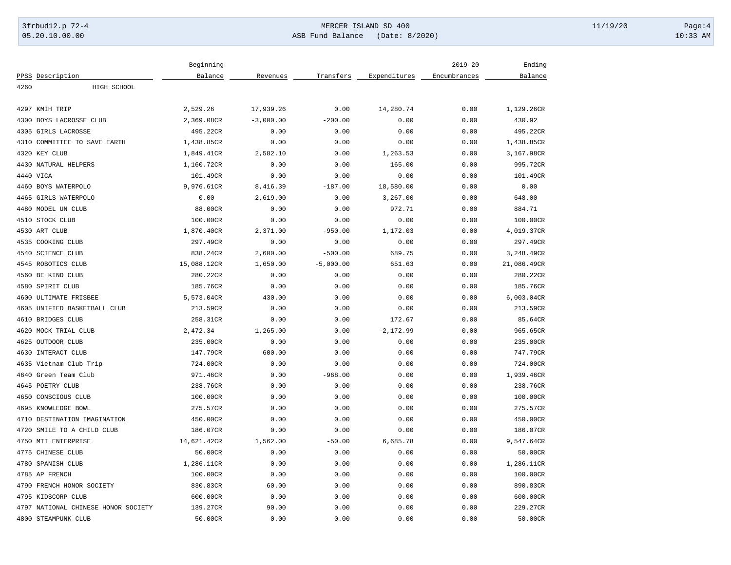| PPSS | Description | Beginning Balance | Revenues | Transfers | Expenditures | 2019-20 Encumbrances | Ending Balance |
|---|---|---|---|---|---|---|---|
| 4260 | HIGH SCHOOL | | | | | | |
| 4297 | KMIH TRIP | 2,529.26 | 17,939.26 | 0.00 | 14,280.74 | 0.00 | 1,129.26CR |
| 4300 | BOYS LACROSSE CLUB | 2,369.08CR | -3,000.00 | -200.00 | 0.00 | 0.00 | 430.92 |
| 4305 | GIRLS LACROSSE | 495.22CR | 0.00 | 0.00 | 0.00 | 0.00 | 495.22CR |
| 4310 | COMMITTEE TO SAVE EARTH | 1,438.85CR | 0.00 | 0.00 | 0.00 | 0.00 | 1,438.85CR |
| 4320 | KEY CLUB | 1,849.41CR | 2,582.10 | 0.00 | 1,263.53 | 0.00 | 3,167.98CR |
| 4430 | NATURAL HELPERS | 1,160.72CR | 0.00 | 0.00 | 165.00 | 0.00 | 995.72CR |
| 4440 | VICA | 101.49CR | 0.00 | 0.00 | 0.00 | 0.00 | 101.49CR |
| 4460 | BOYS WATERPOLO | 9,976.61CR | 8,416.39 | -187.00 | 18,580.00 | 0.00 | 0.00 |
| 4465 | GIRLS WATERPOLO | 0.00 | 2,619.00 | 0.00 | 3,267.00 | 0.00 | 648.00 |
| 4480 | MODEL UN CLUB | 88.00CR | 0.00 | 0.00 | 972.71 | 0.00 | 884.71 |
| 4510 | STOCK CLUB | 100.00CR | 0.00 | 0.00 | 0.00 | 0.00 | 100.00CR |
| 4530 | ART CLUB | 1,870.40CR | 2,371.00 | -950.00 | 1,172.03 | 0.00 | 4,019.37CR |
| 4535 | COOKING CLUB | 297.49CR | 0.00 | 0.00 | 0.00 | 0.00 | 297.49CR |
| 4540 | SCIENCE CLUB | 838.24CR | 2,600.00 | -500.00 | 689.75 | 0.00 | 3,248.49CR |
| 4545 | ROBOTICS CLUB | 15,088.12CR | 1,650.00 | -5,000.00 | 651.63 | 0.00 | 21,086.49CR |
| 4560 | BE KIND CLUB | 280.22CR | 0.00 | 0.00 | 0.00 | 0.00 | 280.22CR |
| 4580 | SPIRIT CLUB | 185.76CR | 0.00 | 0.00 | 0.00 | 0.00 | 185.76CR |
| 4600 | ULTIMATE FRISBEE | 5,573.04CR | 430.00 | 0.00 | 0.00 | 0.00 | 6,003.04CR |
| 4605 | UNIFIED BASKETBALL CLUB | 213.59CR | 0.00 | 0.00 | 0.00 | 0.00 | 213.59CR |
| 4610 | BRIDGES CLUB | 258.31CR | 0.00 | 0.00 | 172.67 | 0.00 | 85.64CR |
| 4620 | MOCK TRIAL CLUB | 2,472.34 | 1,265.00 | 0.00 | -2,172.99 | 0.00 | 965.65CR |
| 4625 | OUTDOOR CLUB | 235.00CR | 0.00 | 0.00 | 0.00 | 0.00 | 235.00CR |
| 4630 | INTERACT CLUB | 147.79CR | 600.00 | 0.00 | 0.00 | 0.00 | 747.79CR |
| 4635 | Vietnam Club Trip | 724.00CR | 0.00 | 0.00 | 0.00 | 0.00 | 724.00CR |
| 4640 | Green Team Club | 971.46CR | 0.00 | -968.00 | 0.00 | 0.00 | 1,939.46CR |
| 4645 | POETRY CLUB | 238.76CR | 0.00 | 0.00 | 0.00 | 0.00 | 238.76CR |
| 4650 | CONSCIOUS CLUB | 100.00CR | 0.00 | 0.00 | 0.00 | 0.00 | 100.00CR |
| 4695 | KNOWLEDGE BOWL | 275.57CR | 0.00 | 0.00 | 0.00 | 0.00 | 275.57CR |
| 4710 | DESTINATION IMAGINATION | 450.00CR | 0.00 | 0.00 | 0.00 | 0.00 | 450.00CR |
| 4720 | SMILE TO A CHILD CLUB | 186.07CR | 0.00 | 0.00 | 0.00 | 0.00 | 186.07CR |
| 4750 | MTI ENTERPRISE | 14,621.42CR | 1,562.00 | -50.00 | 6,685.78 | 0.00 | 9,547.64CR |
| 4775 | CHINESE CLUB | 50.00CR | 0.00 | 0.00 | 0.00 | 0.00 | 50.00CR |
| 4780 | SPANISH CLUB | 1,286.11CR | 0.00 | 0.00 | 0.00 | 0.00 | 1,286.11CR |
| 4785 | AP FRENCH | 100.00CR | 0.00 | 0.00 | 0.00 | 0.00 | 100.00CR |
| 4790 | FRENCH HONOR SOCIETY | 830.83CR | 60.00 | 0.00 | 0.00 | 0.00 | 890.83CR |
| 4795 | KIDSCORP CLUB | 600.00CR | 0.00 | 0.00 | 0.00 | 0.00 | 600.00CR |
| 4797 | NATIONAL CHINESE HONOR SOCIETY | 139.27CR | 90.00 | 0.00 | 0.00 | 0.00 | 229.27CR |
| 4800 | STEAMPUNK CLUB | 50.00CR | 0.00 | 0.00 | 0.00 | 0.00 | 50.00CR |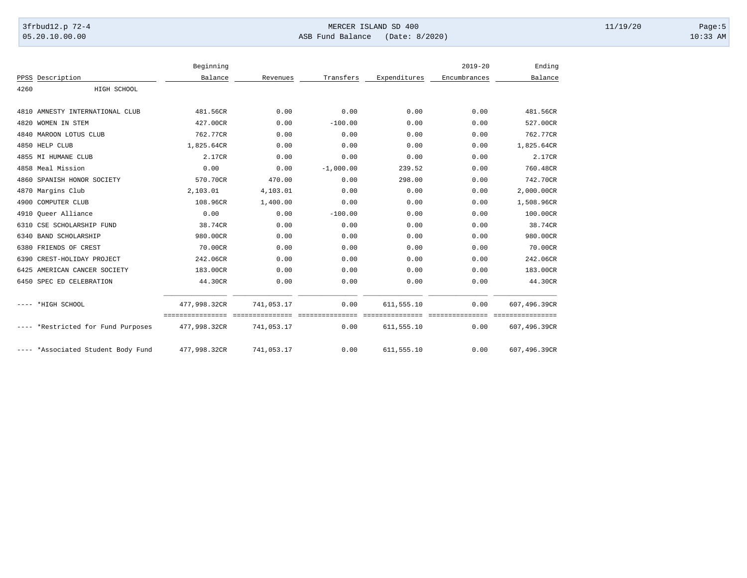| PPSS | Description | Beginning Balance | Revenues | Transfers | Expenditures | 2019-20 Encumbrances | Ending Balance |
|---|---|---|---|---|---|---|---|
| 4260 | HIGH SCHOOL | | | | | | |
| 4810 | AMNESTY INTERNATIONAL CLUB | 481.56CR | 0.00 | 0.00 | 0.00 | 0.00 | 481.56CR |
| 4820 | WOMEN IN STEM | 427.00CR | 0.00 | -100.00 | 0.00 | 0.00 | 527.00CR |
| 4840 | MAROON LOTUS CLUB | 762.77CR | 0.00 | 0.00 | 0.00 | 0.00 | 762.77CR |
| 4850 | HELP CLUB | 1,825.64CR | 0.00 | 0.00 | 0.00 | 0.00 | 1,825.64CR |
| 4855 | MI HUMANE CLUB | 2.17CR | 0.00 | 0.00 | 0.00 | 0.00 | 2.17CR |
| 4858 | Meal Mission | 0.00 | 0.00 | -1,000.00 | 239.52 | 0.00 | 760.48CR |
| 4860 | SPANISH HONOR SOCIETY | 570.70CR | 470.00 | 0.00 | 298.00 | 0.00 | 742.70CR |
| 4870 | Margins Club | 2,103.01 | 4,103.01 | 0.00 | 0.00 | 0.00 | 2,000.00CR |
| 4900 | COMPUTER CLUB | 108.96CR | 1,400.00 | 0.00 | 0.00 | 0.00 | 1,508.96CR |
| 4910 | Queer Alliance | 0.00 | 0.00 | -100.00 | 0.00 | 0.00 | 100.00CR |
| 6310 | CSE SCHOLARSHIP FUND | 38.74CR | 0.00 | 0.00 | 0.00 | 0.00 | 38.74CR |
| 6340 | BAND SCHOLARSHIP | 980.00CR | 0.00 | 0.00 | 0.00 | 0.00 | 980.00CR |
| 6380 | FRIENDS OF CREST | 70.00CR | 0.00 | 0.00 | 0.00 | 0.00 | 70.00CR |
| 6390 | CREST-HOLIDAY PROJECT | 242.06CR | 0.00 | 0.00 | 0.00 | 0.00 | 242.06CR |
| 6425 | AMERICAN CANCER SOCIETY | 183.00CR | 0.00 | 0.00 | 0.00 | 0.00 | 183.00CR |
| 6450 | SPEC ED CELEBRATION | 44.30CR | 0.00 | 0.00 | 0.00 | 0.00 | 44.30CR |
| ---- | *HIGH SCHOOL | 477,998.32CR | 741,053.17 | 0.00 | 611,555.10 | 0.00 | 607,496.39CR |
| ---- | *Restricted for Fund Purposes | 477,998.32CR | 741,053.17 | 0.00 | 611,555.10 | 0.00 | 607,496.39CR |
| ---- | *Associated Student Body Fund | 477,998.32CR | 741,053.17 | 0.00 | 611,555.10 | 0.00 | 607,496.39CR |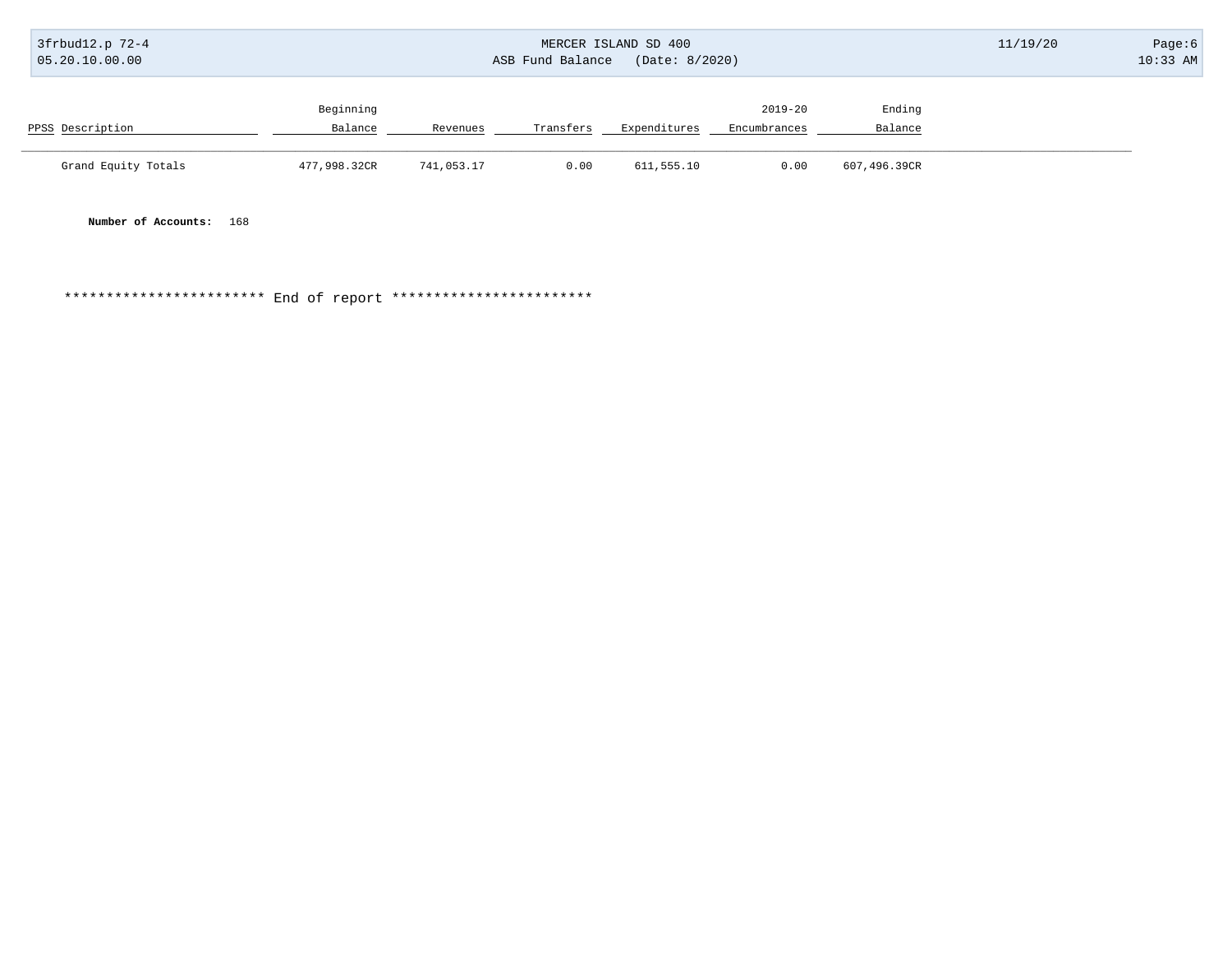| PPSS | Description | Beginning Balance | Revenues | Transfers | Expenditures | 2019-20 Encumbrances | Ending Balance |
|---|---|---|---|---|---|---|---|
| | Grand Equity Totals | 477,998.32CR | 741,053.17 | 0.00 | 611,555.10 | 0.00 | 607,496.39CR |

**Number of Accounts:** 168

************************ End of report ************************